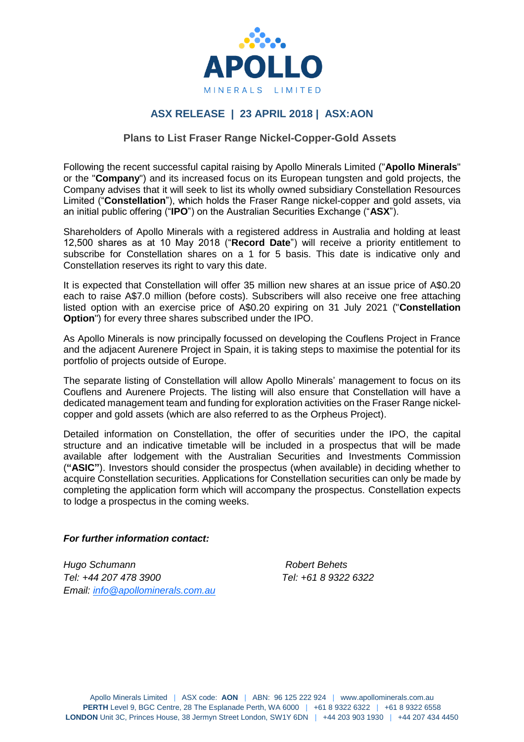# APOLLO

MINERALS LIMITED

## ASX RELEASE | 23 APRIL 2018 | ASX:AON

### Plans to List Fraser Range Nickel-Copper-Gold Assets

Following the recent successful capital raising by Apollo Minerals Limited ("**Apollo Minerals**" or the "**Company**") and its increased focus on its European tungsten and gold projects, the Company advises that it will seek to list its wholly owned subsidiary Constellation Resources Limited ("**Constellation**"), which holds the Fraser Range nickel-copper and gold assets, via an initial public offering ("**IPO**") on the Australian Securities Exchange ("**ASX**").

Shareholders of Apollo Minerals with a registered address in Australia and holding at least 12,500 shares as at 10 May 2018 ("**Record Date**") will receive a priority entitlement to subscribe for Constellation shares on a 1 for 5 basis. This date is indicative only and Constellation reserves its right to vary this date.

It is expected that Constellation will offer 35 million new shares at an issue price of A$0.20 each to raise A$7.0 million (before costs). Subscribers will also receive one free attaching listed option with an exercise price of A$0.20 expiring on 31 July 2021 ("**Constellation Option**") for every three shares subscribed under the IPO.

As Apollo Minerals is now principally focussed on developing the Couflens Project in France and the adjacent Aurenere Project in Spain, it is taking steps to maximise the potential for its portfolio of projects outside of Europe.

The separate listing of Constellation will allow Apollo Minerals' management to focus on its Couflens and Aurenere Projects. The listing will also ensure that Constellation will have a dedicated management team and funding for exploration activities on the Fraser Range nickel-copper and gold assets (which are also referred to as the Orpheus Project).

Detailed information on Constellation, the offer of securities under the IPO, the capital structure and an indicative timetable will be included in a prospectus that will be made available after lodgement with the Australian Securities and Investments Commission (**"ASIC"**). Investors should consider the prospectus (when available) in deciding whether to acquire Constellation securities. Applications for Constellation securities can only be made by completing the application form which will accompany the prospectus. Constellation expects to lodge a prospectus in the coming weeks.

***For further information contact:***

*Hugo Schumann*
*Tel: +44 207 478 3900*
*Email: info@apollominerals.com.au*

*Robert Behets*
*Tel: +61 8 9322 6322*

Apollo Minerals Limited | ASX code: **AON** | ABN: 96 125 222 924 | www.apollominerals.com.au
**PERTH** Level 9, BGC Centre, 28 The Esplanade Perth, WA 6000 | +61 8 9322 6322 | +61 8 9322 6558
**LONDON** Unit 3C, Princes House, 38 Jermyn Street London, SW1Y 6DN | +44 203 903 1930 | +44 207 434 4450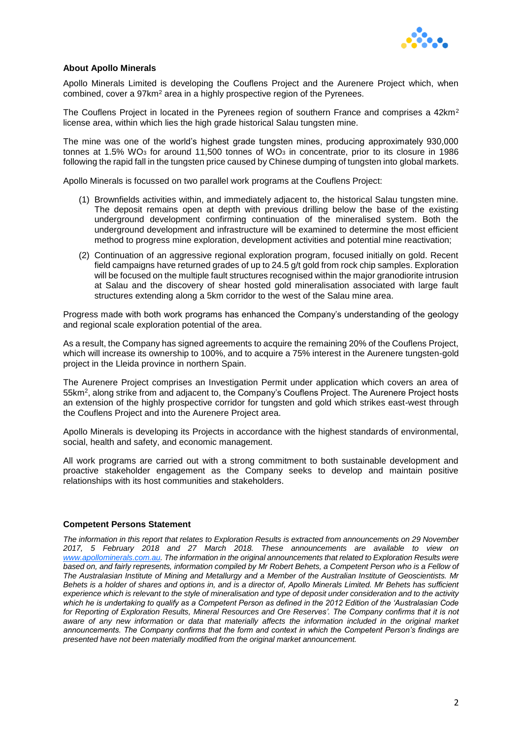**About Apollo Minerals**

Apollo Minerals Limited is developing the Couflens Project and the Aurenere Project which, when combined, cover a 97km$^2$ area in a highly prospective region of the Pyrenees.

The Couflens Project in located in the Pyrenees region of southern France and comprises a 42km$^2$ license area, within which lies the high grade historical Salau tungsten mine.

The mine was one of the world's highest grade tungsten mines, producing approximately 930,000 tonnes at 1.5% $WO_3$ for around 11,500 tonnes of $WO_3$ in concentrate, prior to its closure in 1986 following the rapid fall in the tungsten price caused by Chinese dumping of tungsten into global markets.

Apollo Minerals is focussed on two parallel work programs at the Couflens Project:

(1) Brownfields activities within, and immediately adjacent to, the historical Salau tungsten mine. The deposit remains open at depth with previous drilling below the base of the existing underground development confirming continuation of the mineralised system. Both the underground development and infrastructure will be examined to determine the most efficient method to progress mine exploration, development activities and potential mine reactivation;

(2) Continuation of an aggressive regional exploration program, focused initially on gold. Recent field campaigns have returned grades of up to 24.5 g/t gold from rock chip samples. Exploration will be focused on the multiple fault structures recognised within the major granodiorite intrusion at Salau and the discovery of shear hosted gold mineralisation associated with large fault structures extending along a 5km corridor to the west of the Salau mine area.

Progress made with both work programs has enhanced the Company's understanding of the geology and regional scale exploration potential of the area.

As a result, the Company has signed agreements to acquire the remaining 20% of the Couflens Project, which will increase its ownership to 100%, and to acquire a 75% interest in the Aurenere tungsten-gold project in the Lleida province in northern Spain.

The Aurenere Project comprises an Investigation Permit under application which covers an area of 55km$^2$, along strike from and adjacent to, the Company's Couflens Project. The Aurenere Project hosts an extension of the highly prospective corridor for tungsten and gold which strikes east-west through the Couflens Project and into the Aurenere Project area.

Apollo Minerals is developing its Projects in accordance with the highest standards of environmental, social, health and safety, and economic management.

All work programs are carried out with a strong commitment to both sustainable development and proactive stakeholder engagement as the Company seeks to develop and maintain positive relationships with its host communities and stakeholders.

**Competent Persons Statement**

*The information in this report that relates to Exploration Results is extracted from announcements on 29 November 2017, 5 February 2018 and 27 March 2018. These announcements are available to view on www.apollominerals.com.au. The information in the original announcements that related to Exploration Results were based on, and fairly represents, information compiled by Mr Robert Behets, a Competent Person who is a Fellow of The Australasian Institute of Mining and Metallurgy and a Member of the Australian Institute of Geoscientists. Mr Behets is a holder of shares and options in, and is a director of, Apollo Minerals Limited. Mr Behets has sufficient experience which is relevant to the style of mineralisation and type of deposit under consideration and to the activity which he is undertaking to qualify as a Competent Person as defined in the 2012 Edition of the 'Australasian Code for Reporting of Exploration Results, Mineral Resources and Ore Reserves'. The Company confirms that it is not aware of any new information or data that materially affects the information included in the original market announcements. The Company confirms that the form and context in which the Competent Person's findings are presented have not been materially modified from the original market announcement.*